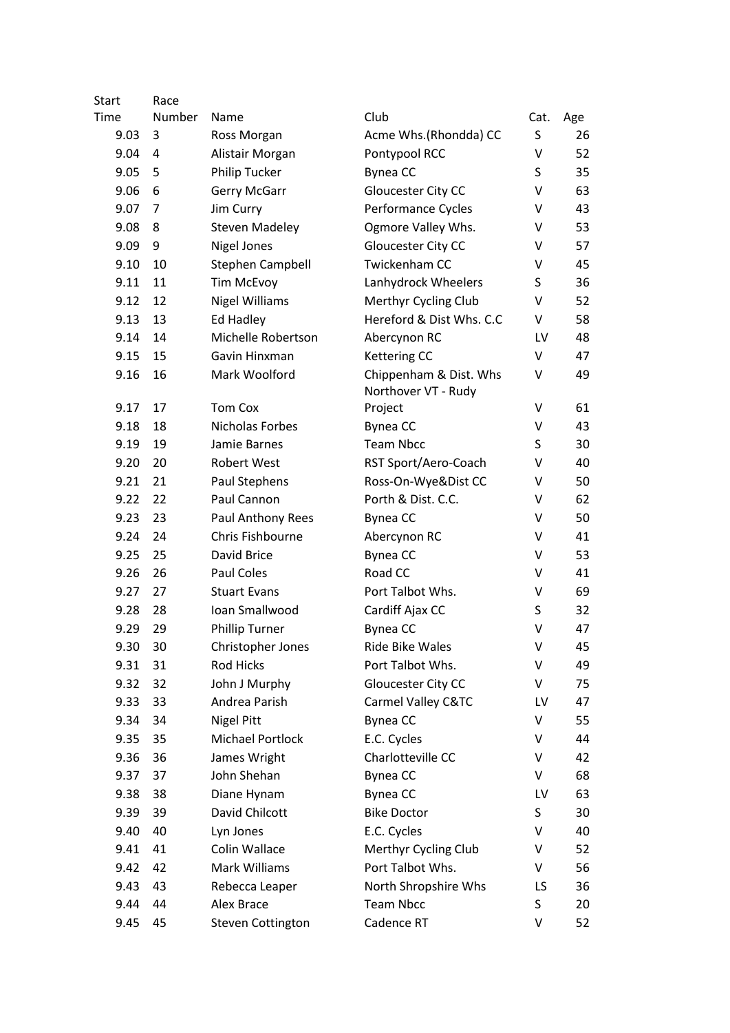| Start Time | Race Number | Name | Club | Cat. | Age |
|---|---|---|---|---|---|
| 9.03 | 3 | Ross Morgan | Acme Whs.(Rhondda) CC | S | 26 |
| 9.04 | 4 | Alistair Morgan | Pontypool RCC | V | 52 |
| 9.05 | 5 | Philip Tucker | Bynea CC | S | 35 |
| 9.06 | 6 | Gerry McGarr | Gloucester City CC | V | 63 |
| 9.07 | 7 | Jim Curry | Performance Cycles | V | 43 |
| 9.08 | 8 | Steven Madeley | Ogmore Valley Whs. | V | 53 |
| 9.09 | 9 | Nigel Jones | Gloucester City CC | V | 57 |
| 9.10 | 10 | Stephen Campbell | Twickenham CC | V | 45 |
| 9.11 | 11 | Tim McEvoy | Lanhydrock Wheelers | S | 36 |
| 9.12 | 12 | Nigel Williams | Merthyr Cycling Club | V | 52 |
| 9.13 | 13 | Ed Hadley | Hereford & Dist Whs. C.C | V | 58 |
| 9.14 | 14 | Michelle Robertson | Abercynon RC | LV | 48 |
| 9.15 | 15 | Gavin Hinxman | Kettering CC | V | 47 |
| 9.16 | 16 | Mark Woolford | Chippenham & Dist. Whs | V | 49 |
| 9.17 | 17 | Tom Cox | Northover VT - Rudy Project | V | 61 |
| 9.18 | 18 | Nicholas Forbes | Bynea CC | V | 43 |
| 9.19 | 19 | Jamie Barnes | Team Nbcc | S | 30 |
| 9.20 | 20 | Robert West | RST Sport/Aero-Coach | V | 40 |
| 9.21 | 21 | Paul Stephens | Ross-On-Wye&Dist CC | V | 50 |
| 9.22 | 22 | Paul Cannon | Porth & Dist. C.C. | V | 62 |
| 9.23 | 23 | Paul Anthony Rees | Bynea CC | V | 50 |
| 9.24 | 24 | Chris Fishbourne | Abercynon RC | V | 41 |
| 9.25 | 25 | David Brice | Bynea CC | V | 53 |
| 9.26 | 26 | Paul Coles | Road CC | V | 41 |
| 9.27 | 27 | Stuart Evans | Port Talbot Whs. | V | 69 |
| 9.28 | 28 | Ioan Smallwood | Cardiff Ajax CC | S | 32 |
| 9.29 | 29 | Phillip Turner | Bynea CC | V | 47 |
| 9.30 | 30 | Christopher Jones | Ride Bike Wales | V | 45 |
| 9.31 | 31 | Rod Hicks | Port Talbot Whs. | V | 49 |
| 9.32 | 32 | John J Murphy | Gloucester City CC | V | 75 |
| 9.33 | 33 | Andrea Parish | Carmel Valley C&TC | LV | 47 |
| 9.34 | 34 | Nigel Pitt | Bynea CC | V | 55 |
| 9.35 | 35 | Michael Portlock | E.C. Cycles | V | 44 |
| 9.36 | 36 | James Wright | Charlotteville CC | V | 42 |
| 9.37 | 37 | John Shehan | Bynea CC | V | 68 |
| 9.38 | 38 | Diane Hynam | Bynea CC | LV | 63 |
| 9.39 | 39 | David Chilcott | Bike Doctor | S | 30 |
| 9.40 | 40 | Lyn Jones | E.C. Cycles | V | 40 |
| 9.41 | 41 | Colin Wallace | Merthyr Cycling Club | V | 52 |
| 9.42 | 42 | Mark Williams | Port Talbot Whs. | V | 56 |
| 9.43 | 43 | Rebecca Leaper | North Shropshire Whs | LS | 36 |
| 9.44 | 44 | Alex Brace | Team Nbcc | S | 20 |
| 9.45 | 45 | Steven Cottington | Cadence RT | V | 52 |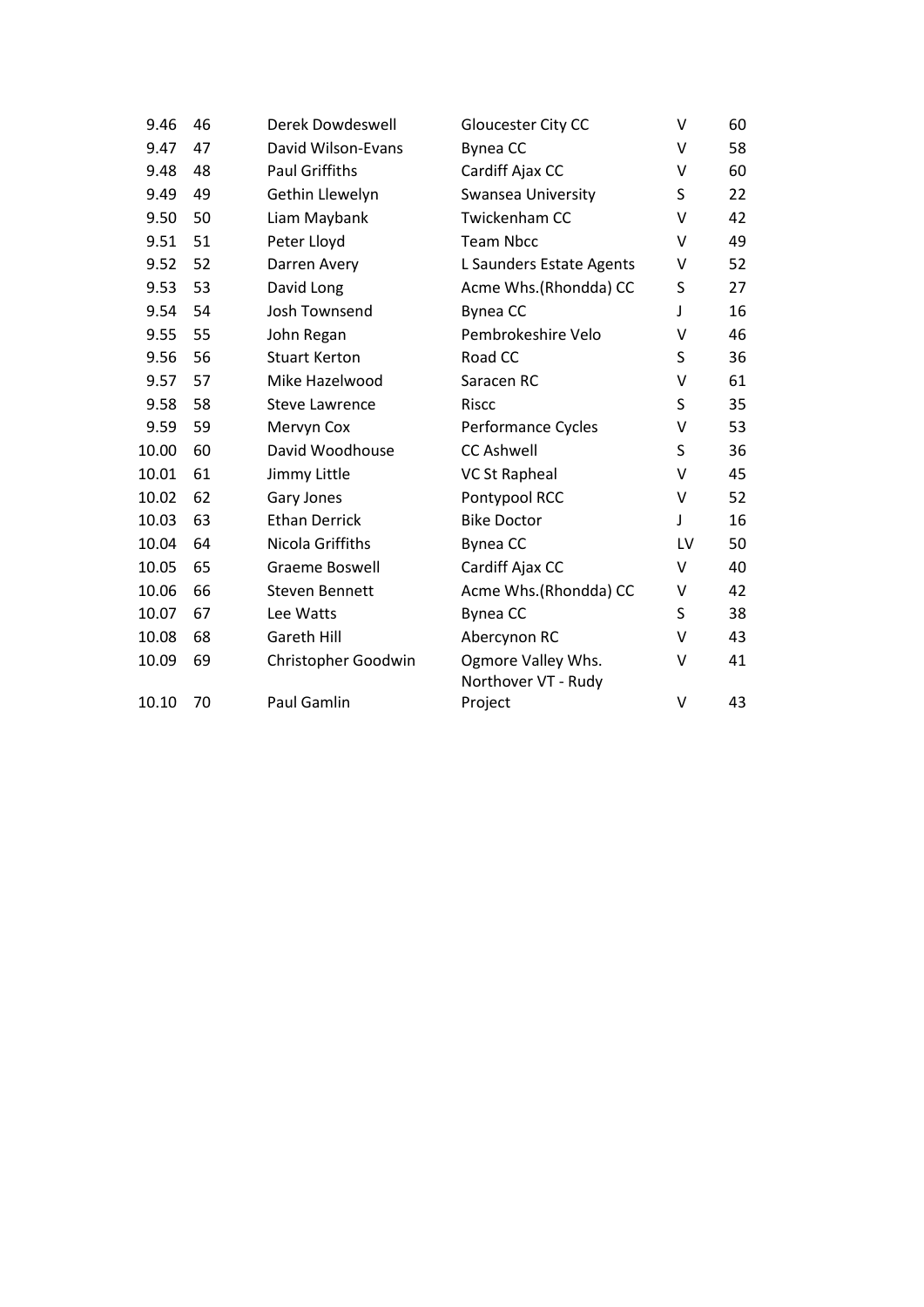| | | | | | |
|---|---|---|---|---|---|
| 9.46 | 46 | Derek Dowdeswell | Gloucester City CC | V | 60 |
| 9.47 | 47 | David Wilson-Evans | Bynea CC | V | 58 |
| 9.48 | 48 | Paul Griffiths | Cardiff Ajax CC | V | 60 |
| 9.49 | 49 | Gethin Llewelyn | Swansea University | S | 22 |
| 9.50 | 50 | Liam Maybank | Twickenham CC | V | 42 |
| 9.51 | 51 | Peter Lloyd | Team Nbcc | V | 49 |
| 9.52 | 52 | Darren Avery | L Saunders Estate Agents | V | 52 |
| 9.53 | 53 | David Long | Acme Whs.(Rhondda) CC | S | 27 |
| 9.54 | 54 | Josh Townsend | Bynea CC | J | 16 |
| 9.55 | 55 | John Regan | Pembrokeshire Velo | V | 46 |
| 9.56 | 56 | Stuart Kerton | Road CC | S | 36 |
| 9.57 | 57 | Mike Hazelwood | Saracen RC | V | 61 |
| 9.58 | 58 | Steve Lawrence | Riscc | S | 35 |
| 9.59 | 59 | Mervyn Cox | Performance Cycles | V | 53 |
| 10.00 | 60 | David Woodhouse | CC Ashwell | S | 36 |
| 10.01 | 61 | Jimmy Little | VC St Rapheal | V | 45 |
| 10.02 | 62 | Gary Jones | Pontypool RCC | V | 52 |
| 10.03 | 63 | Ethan Derrick | Bike Doctor | J | 16 |
| 10.04 | 64 | Nicola Griffiths | Bynea CC | LV | 50 |
| 10.05 | 65 | Graeme Boswell | Cardiff Ajax CC | V | 40 |
| 10.06 | 66 | Steven Bennett | Acme Whs.(Rhondda) CC | V | 42 |
| 10.07 | 67 | Lee Watts | Bynea CC | S | 38 |
| 10.08 | 68 | Gareth Hill | Abercynon RC | V | 43 |
| 10.09 | 69 | Christopher Goodwin | Ogmore Valley Whs. | V | 41 |
| 10.10 | 70 | Paul Gamlin | Northover VT - Rudy Project | V | 43 |